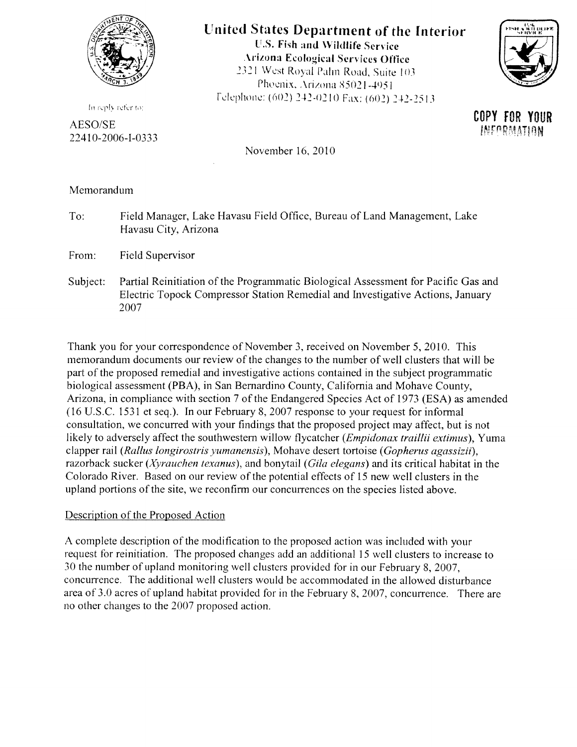# United States Department of the Interior

**U.S. Fish and Wildlife Service**
**Arizona Ecological Services Office**
2321 West Royal Palm Road, Suite 103
Phoenix, Arizona 85021-4951
Telephone: (602) 242-0210 Fax: (602) 242-2513

In reply refer to:

AESO/SE
22410-2006-I-0333

**COPY FOR YOUR INFORMATION**

November 16, 2010

Memorandum

To: Field Manager, Lake Havasu Field Office, Bureau of Land Management, Lake Havasu City, Arizona

From: Field Supervisor

Subject: Partial Reinitiation of the Programmatic Biological Assessment for Pacific Gas and Electric Topock Compressor Station Remedial and Investigative Actions, January 2007

Thank you for your correspondence of November 3, received on November 5, 2010. This memorandum documents our review of the changes to the number of well clusters that will be part of the proposed remedial and investigative actions contained in the subject programmatic biological assessment (PBA), in San Bernardino County, California and Mohave County, Arizona, in compliance with section 7 of the Endangered Species Act of 1973 (ESA) as amended (16 U.S.C. 1531 et seq.). In our February 8, 2007 response to your request for informal consultation, we concurred with your findings that the proposed project may affect, but is not likely to adversely affect the southwestern willow flycatcher (*Empidonax traillii extimus*), Yuma clapper rail (*Rallus longirostris yumanensis*), Mohave desert tortoise (*Gopherus agassizii*), razorback sucker (*Xyrauchen texanus*), and bonytail (*Gila elegans*) and its critical habitat in the Colorado River. Based on our review of the potential effects of 15 new well clusters in the upland portions of the site, we reconfirm our concurrences on the species listed above.

Description of the Proposed Action

A complete description of the modification to the proposed action was included with your request for reinitiation. The proposed changes add an additional 15 well clusters to increase to 30 the number of upland monitoring well clusters provided for in our February 8, 2007, concurrence. The additional well clusters would be accommodated in the allowed disturbance area of 3.0 acres of upland habitat provided for in the February 8, 2007, concurrence. There are no other changes to the 2007 proposed action.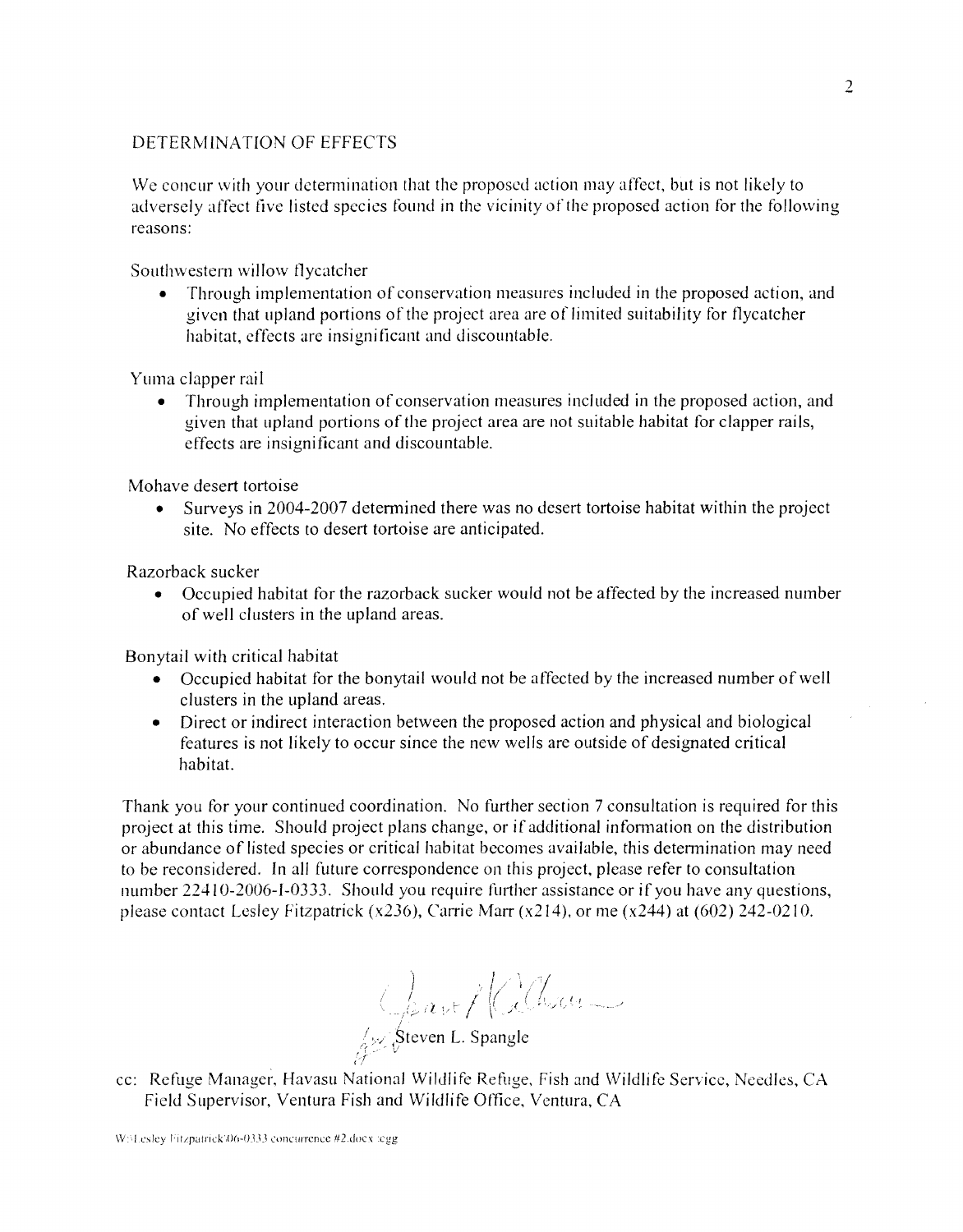## DETERMINATION OF EFFECTS

We concur with your determination that the proposed action may affect, but is not likely to adversely affect five listed species found in the vicinity of the proposed action for the following reasons:

Southwestern willow flycatcher

- Through implementation of conservation measures included in the proposed action, and given that upland portions of the project area are of limited suitability for flycatcher habitat, effects are insignificant and discountable.

Yuma clapper rail

- Through implementation of conservation measures included in the proposed action, and given that upland portions of the project area are not suitable habitat for clapper rails, effects are insignificant and discountable.

Mohave desert tortoise

- Surveys in 2004-2007 determined there was no desert tortoise habitat within the project site. No effects to desert tortoise are anticipated.

Razorback sucker

- Occupied habitat for the razorback sucker would not be affected by the increased number of well clusters in the upland areas.

Bonytail with critical habitat

- Occupied habitat for the bonytail would not be affected by the increased number of well clusters in the upland areas.
- Direct or indirect interaction between the proposed action and physical and biological features is not likely to occur since the new wells are outside of designated critical habitat.

Thank you for your continued coordination. No further section 7 consultation is required for this project at this time. Should project plans change, or if additional information on the distribution or abundance of listed species or critical habitat becomes available, this determination may need to be reconsidered. In all future correspondence on this project, please refer to consultation number 22410-2006-I-0333. Should you require further assistance or if you have any questions, please contact Lesley Fitzpatrick (x236), Carrie Marr (x214), or me (x244) at (602) 242-0210.

for Steven L. Spangle

cc: Refuge Manager, Havasu National Wildlife Refuge, Fish and Wildlife Service, Needles, CA
Field Supervisor, Ventura Fish and Wildlife Office, Ventura, CA

W:\Lesley Fitzpatrick\06-0333 concurrence #2.docx :cgg